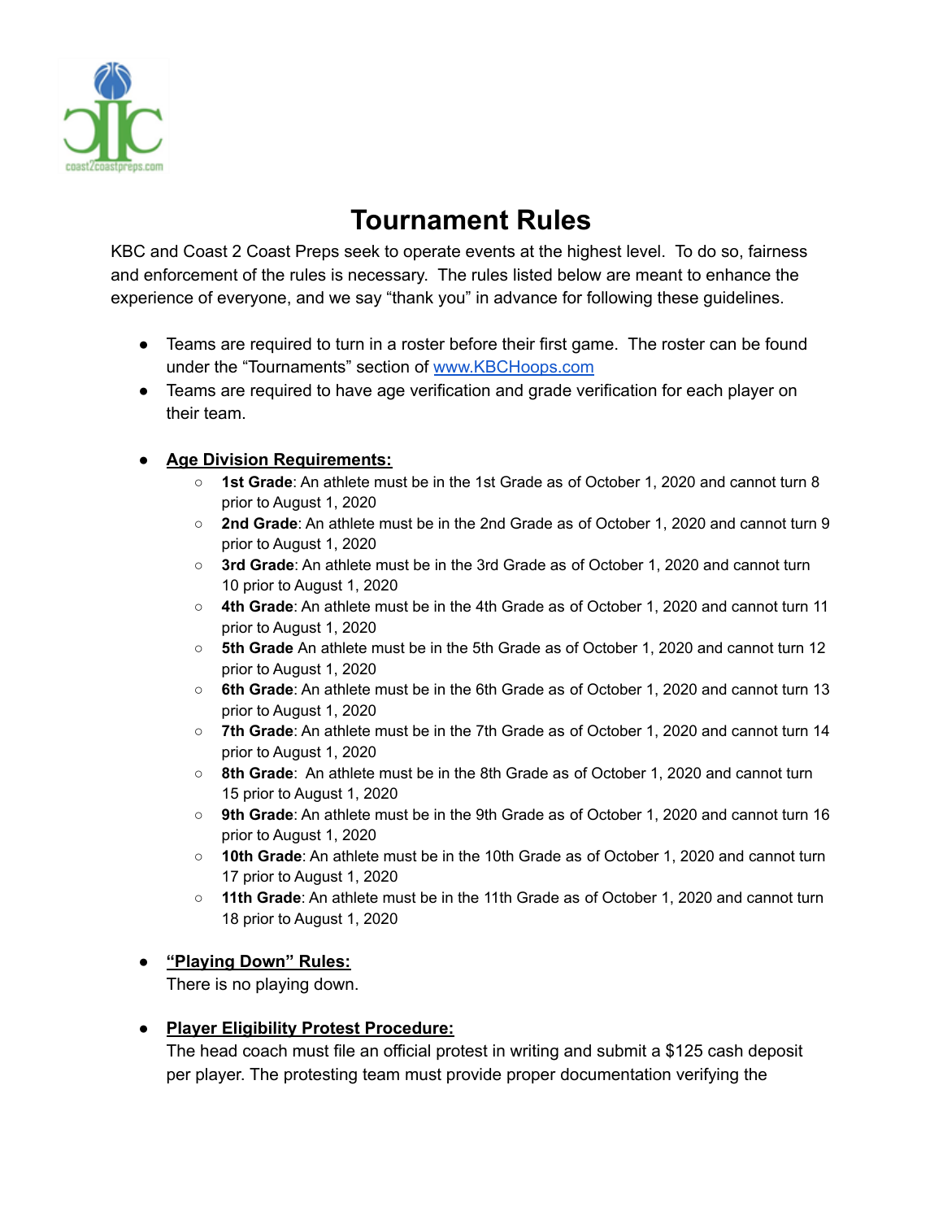# Tournament Rules

KBC and Coast 2 Coast Preps seek to operate events at the highest level. To do so, fairness and enforcement of the rules is necessary. The rules listed below are meant to enhance the experience of everyone, and we say "thank you" in advance for following these guidelines.

- Teams are required to turn in a roster before their first game. The roster can be found under the "Tournaments" section of [www.KBCHoops.com](http://www.KBCHoops.com)
- Teams are required to have age verification and grade verification for each player on their team.

- **Age Division Requirements:**
  - **1st Grade**: An athlete must be in the 1st Grade as of October 1, 2020 and cannot turn 8 prior to August 1, 2020
  - **2nd Grade**: An athlete must be in the 2nd Grade as of October 1, 2020 and cannot turn 9 prior to August 1, 2020
  - **3rd Grade**: An athlete must be in the 3rd Grade as of October 1, 2020 and cannot turn 10 prior to August 1, 2020
  - **4th Grade**: An athlete must be in the 4th Grade as of October 1, 2020 and cannot turn 11 prior to August 1, 2020
  - **5th Grade** An athlete must be in the 5th Grade as of October 1, 2020 and cannot turn 12 prior to August 1, 2020
  - **6th Grade**: An athlete must be in the 6th Grade as of October 1, 2020 and cannot turn 13 prior to August 1, 2020
  - **7th Grade**: An athlete must be in the 7th Grade as of October 1, 2020 and cannot turn 14 prior to August 1, 2020
  - **8th Grade**: An athlete must be in the 8th Grade as of October 1, 2020 and cannot turn 15 prior to August 1, 2020
  - **9th Grade**: An athlete must be in the 9th Grade as of October 1, 2020 and cannot turn 16 prior to August 1, 2020
  - **10th Grade**: An athlete must be in the 10th Grade as of October 1, 2020 and cannot turn 17 prior to August 1, 2020
  - **11th Grade**: An athlete must be in the 11th Grade as of October 1, 2020 and cannot turn 18 prior to August 1, 2020

- **"Playing Down" Rules:**
  There is no playing down.

- **Player Eligibility Protest Procedure:**
  The head coach must file an official protest in writing and submit a $125 cash deposit per player. The protesting team must provide proper documentation verifying the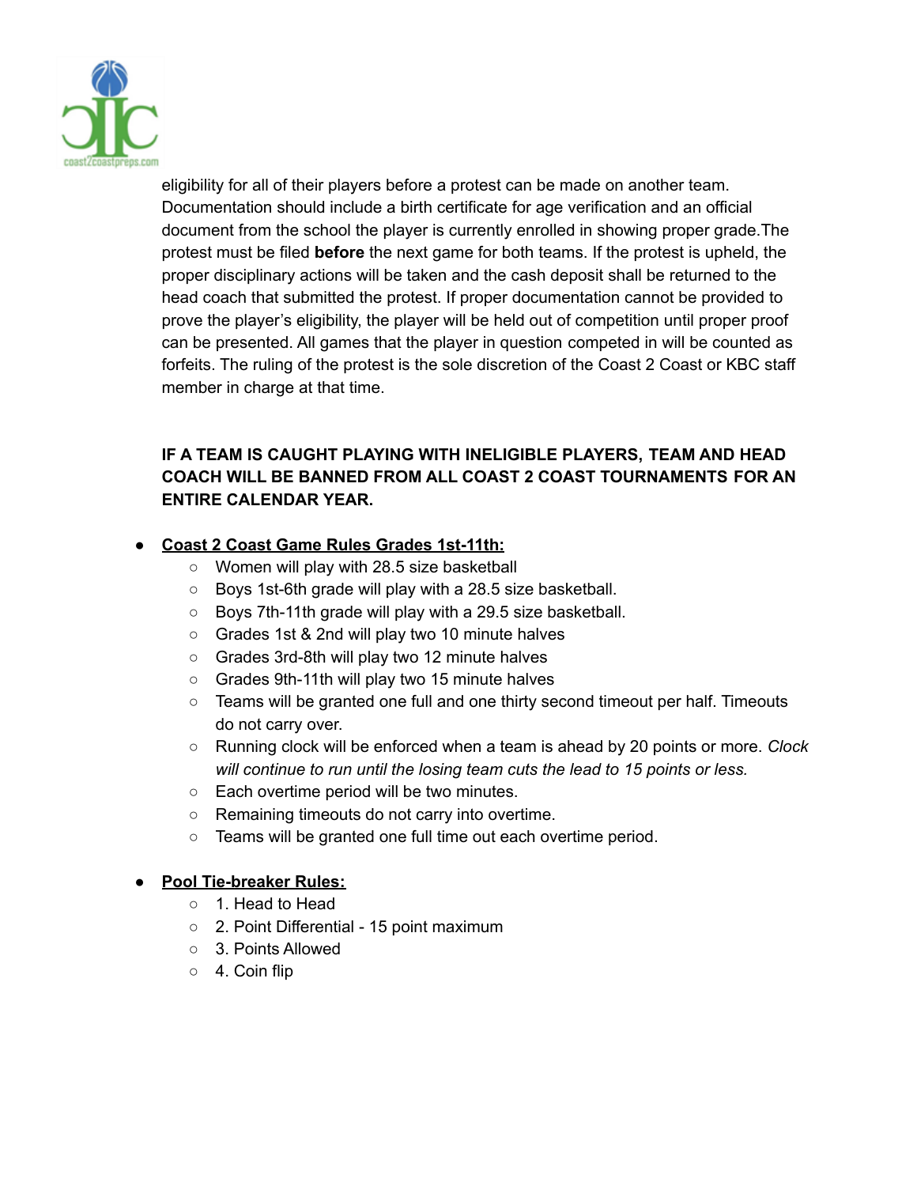eligibility for all of their players before a protest can be made on another team. Documentation should include a birth certificate for age verification and an official document from the school the player is currently enrolled in showing proper grade.The protest must be filed **before** the next game for both teams. If the protest is upheld, the proper disciplinary actions will be taken and the cash deposit shall be returned to the head coach that submitted the protest. If proper documentation cannot be provided to prove the player's eligibility, the player will be held out of competition until proper proof can be presented. All games that the player in question competed in will be counted as forfeits. The ruling of the protest is the sole discretion of the Coast 2 Coast or KBC staff member in charge at that time.

**IF A TEAM IS CAUGHT PLAYING WITH INELIGIBLE PLAYERS, TEAM AND HEAD COACH WILL BE BANNED FROM ALL COAST 2 COAST TOURNAMENTS FOR AN ENTIRE CALENDAR YEAR.**

- **Coast 2 Coast Game Rules Grades 1st-11th:**
  - Women will play with 28.5 size basketball
  - Boys 1st-6th grade will play with a 28.5 size basketball.
  - Boys 7th-11th grade will play with a 29.5 size basketball.
  - Grades 1st & 2nd will play two 10 minute halves
  - Grades 3rd-8th will play two 12 minute halves
  - Grades 9th-11th will play two 15 minute halves
  - Teams will be granted one full and one thirty second timeout per half. Timeouts do not carry over.
  - Running clock will be enforced when a team is ahead by 20 points or more. *Clock will continue to run until the losing team cuts the lead to 15 points or less.*
  - Each overtime period will be two minutes.
  - Remaining timeouts do not carry into overtime.
  - Teams will be granted one full time out each overtime period.

- **Pool Tie-breaker Rules:**
  - 1. Head to Head
  - 2. Point Differential - 15 point maximum
  - 3. Points Allowed
  - 4. Coin flip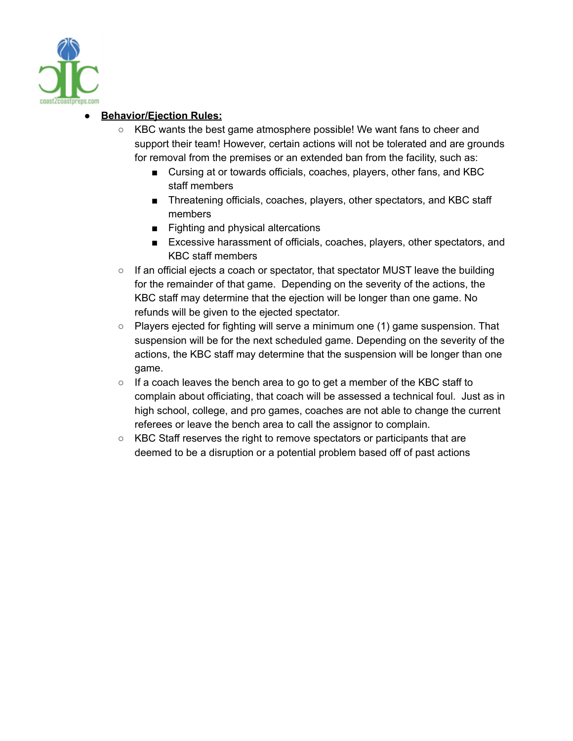- **Behavior/Ejection Rules:**
  - KBC wants the best game atmosphere possible! We want fans to cheer and support their team! However, certain actions will not be tolerated and are grounds for removal from the premises or an extended ban from the facility, such as:
    - Cursing at or towards officials, coaches, players, other fans, and KBC staff members
    - Threatening officials, coaches, players, other spectators, and KBC staff members
    - Fighting and physical altercations
    - Excessive harassment of officials, coaches, players, other spectators, and KBC staff members
  - If an official ejects a coach or spectator, that spectator MUST leave the building for the remainder of that game. Depending on the severity of the actions, the KBC staff may determine that the ejection will be longer than one game. No refunds will be given to the ejected spectator.
  - Players ejected for fighting will serve a minimum one (1) game suspension. That suspension will be for the next scheduled game. Depending on the severity of the actions, the KBC staff may determine that the suspension will be longer than one game.
  - If a coach leaves the bench area to go to get a member of the KBC staff to complain about officiating, that coach will be assessed a technical foul. Just as in high school, college, and pro games, coaches are not able to change the current referees or leave the bench area to call the assignor to complain.
  - KBC Staff reserves the right to remove spectators or participants that are deemed to be a disruption or a potential problem based off of past actions